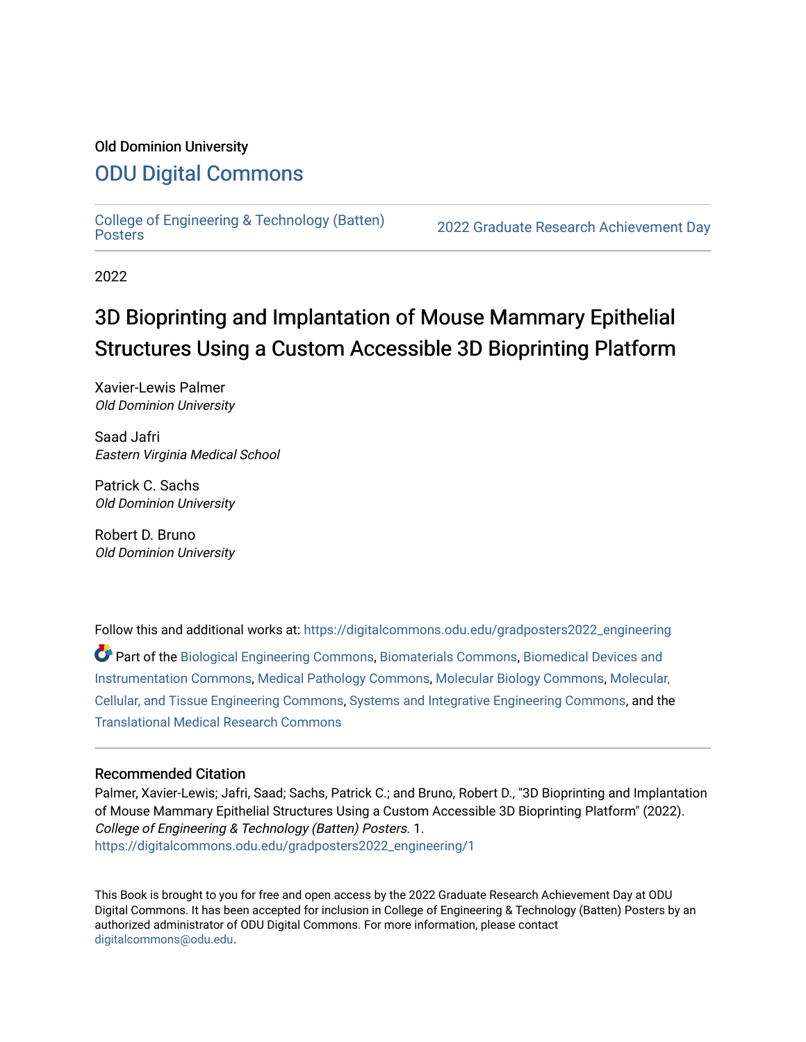Old Dominion University

# ODU Digital Commons

College of Engineering & Technology (Batten) Posters

2022 Graduate Research Achievement Day

2022

# 3D Bioprinting and Implantation of Mouse Mammary Epithelial Structures Using a Custom Accessible 3D Bioprinting Platform

Xavier-Lewis Palmer
*Old Dominion University*

Saad Jafri
*Eastern Virginia Medical School*

Patrick C. Sachs
*Old Dominion University*

Robert D. Bruno
*Old Dominion University*

Follow this and additional works at: https://digitalcommons.odu.edu/gradposters2022_engineering

Part of the Biological Engineering Commons, Biomaterials Commons, Biomedical Devices and Instrumentation Commons, Medical Pathology Commons, Molecular Biology Commons, Molecular, Cellular, and Tissue Engineering Commons, Systems and Integrative Engineering Commons, and the Translational Medical Research Commons

## Recommended Citation

Palmer, Xavier-Lewis; Jafri, Saad; Sachs, Patrick C.; and Bruno, Robert D., "3D Bioprinting and Implantation of Mouse Mammary Epithelial Structures Using a Custom Accessible 3D Bioprinting Platform" (2022). *College of Engineering & Technology (Batten) Posters*. 1.
https://digitalcommons.odu.edu/gradposters2022_engineering/1

This Book is brought to you for free and open access by the 2022 Graduate Research Achievement Day at ODU Digital Commons. It has been accepted for inclusion in College of Engineering & Technology (Batten) Posters by an authorized administrator of ODU Digital Commons. For more information, please contact digitalcommons@odu.edu.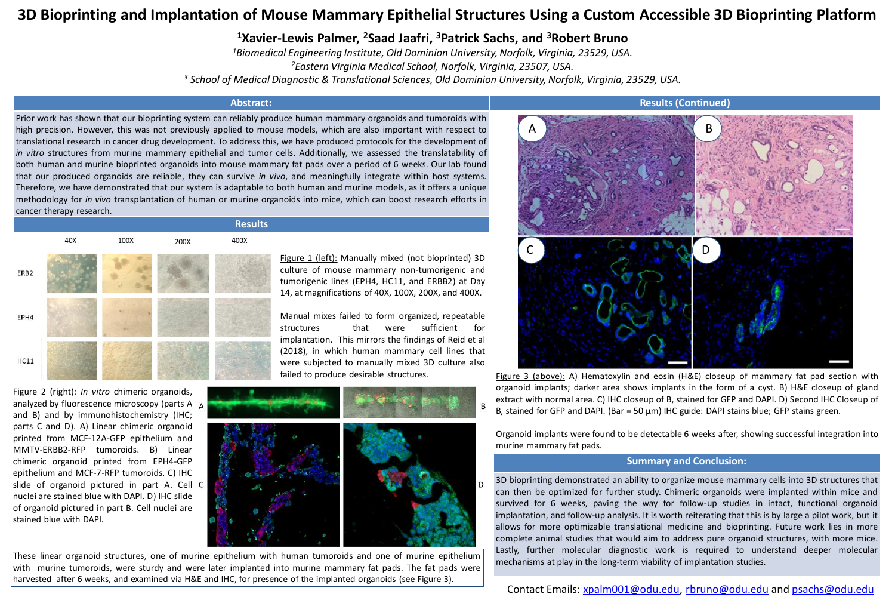# 3D Bioprinting and Implantation of Mouse Mammary Epithelial Structures Using a Custom Accessible 3D Bioprinting Platform

**[1]Xavier-Lewis Palmer, [2]Saad Jaafri, [3]Patrick Sachs, and [3]Robert Bruno**

[1]*Biomedical Engineering Institute, Old Dominion University, Norfolk, Virginia, 23529, USA.*
[2]*Eastern Virginia Medical School, Norfolk, Virginia, 23507, USA.*
[3] *School of Medical Diagnostic & Translational Sciences, Old Dominion University, Norfolk, Virginia, 23529, USA.*

## Abstract:

Prior work has shown that our bioprinting system can reliably produce human mammary organoids and tumoroids with high precision. However, this was not previously applied to mouse models, which are also important with respect to translational research in cancer drug development. To address this, we have produced protocols for the development of *in vitro* structures from murine mammary epithelial and tumor cells. Additionally, we assessed the translatability of both human and murine bioprinted organoids into mouse mammary fat pads over a period of 6 weeks. Our lab found that our produced organoids are reliable, they can survive *in vivo*, and meaningfully integrate within host systems. Therefore, we have demonstrated that our system is adaptable to both human and murine models, as it offers a unique methodology for *in vivo* transplantation of human or murine organoids into mice, which can boost research efforts in cancer therapy research.

## Results

40X
100X
200X
400X
ERB2
EPH4
HC11

Figure 1 (left): Manually mixed (not bioprinted) 3D culture of mouse mammary non-tumorigenic and tumorigenic lines (EPH4, HC11, and ERBB2) at Day 14, at magnifications of 40X, 100X, 200X, and 400X.

Manual mixes failed to form organized, repeatable structures that were sufficient for implantation. This mirrors the findings of Reid et al (2018), in which human mammary cell lines that were subjected to manually mixed 3D culture also failed to produce desirable structures.

Figure 2 (right): *In vitro* chimeric organoids, analyzed by fluorescence microscopy (parts A and B) and by immunohistochemistry (IHC; parts C and D). A) Linear chimeric organoid printed from MCF-12A-GFP epithelium and MMTV-ERBB2-RFP tumoroids. B) Linear chimeric organoid printed from EPH4-GFP epithelium and MCF-7-RFP tumoroids. C) IHC slide of organoid pictured in part A. Cell nuclei are stained blue with DAPI. D) IHC slide of organoid pictured in part B. Cell nuclei are stained blue with DAPI.

These linear organoid structures, one of murine epithelium with human tumoroids and one of murine epithelium with murine tumoroids, were sturdy and were later implanted into murine mammary fat pads. The fat pads were harvested after 6 weeks, and examined via H&E and IHC, for presence of the implanted organoids (see Figure 3).

## Results (Continued)

Figure 3 (above): A) Hematoxylin and eosin (H&E) closeup of mammary fat pad section with organoid implants; darker area shows implants in the form of a cyst. B) H&E closeup of gland extract with normal area. C) IHC closeup of B, stained for GFP and DAPI. D) Second IHC Closeup of B, stained for GFP and DAPI. (Bar = 50 µm) IHC guide: DAPI stains blue; GFP stains green.

Organoid implants were found to be detectable 6 weeks after, showing successful integration into murine mammary fat pads.

## Summary and Conclusion:

3D bioprinting demonstrated an ability to organize mouse mammary cells into 3D structures that can then be optimized for further study. Chimeric organoids were implanted within mice and survived for 6 weeks, paving the way for follow-up studies in intact, functional organoid implantation, and follow-up analysis. It is worth reiterating that this is by large a pilot work, but it allows for more optimizable translational medicine and bioprinting. Future work lies in more complete animal studies that would aim to address pure organoid structures, with more mice. Lastly, further molecular diagnostic work is required to understand deeper molecular mechanisms at play in the long-term viability of implantation studies.

Contact Emails: xpalm001@odu.edu, rbruno@odu.edu and psachs@odu.edu